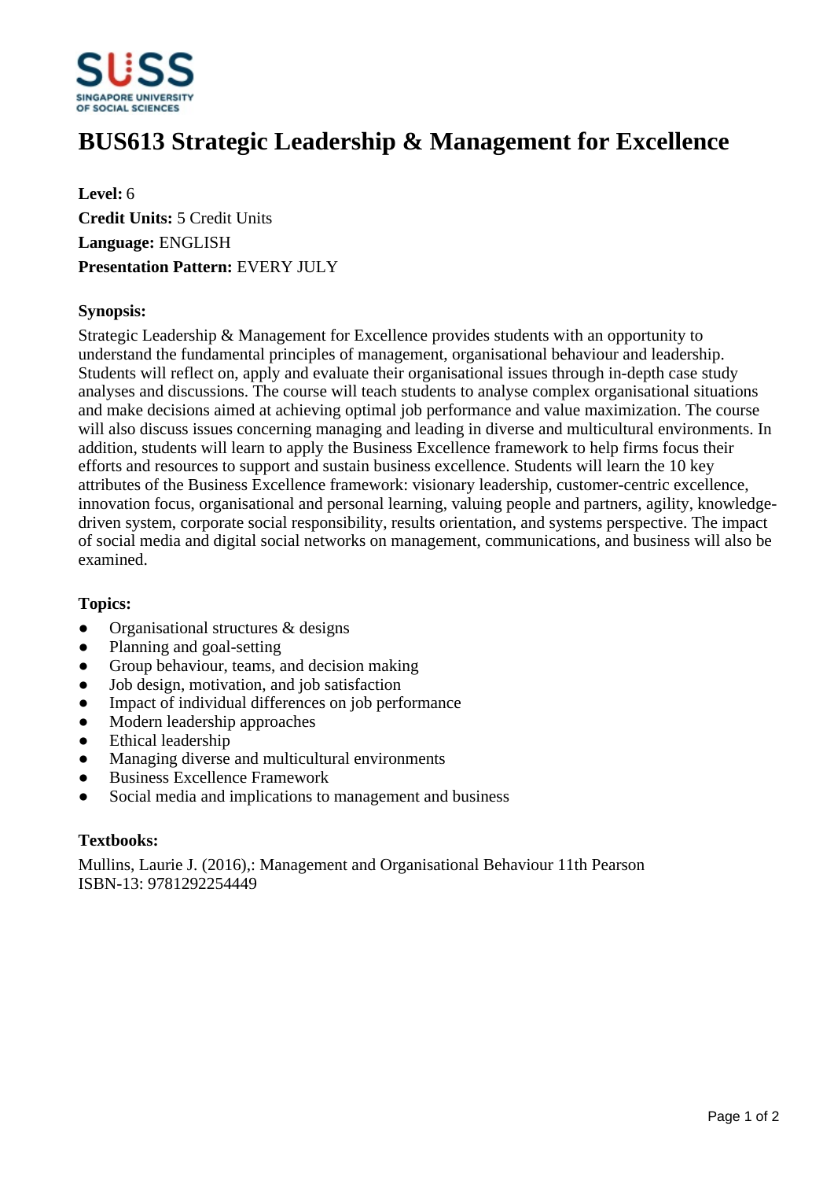# BUS613 Strategic Leadership & Management for Excellence

**Level:** 6
**Credit Units:** 5 Credit Units
**Language:** ENGLISH
**Presentation Pattern:** EVERY JULY

**Synopsis:**

Strategic Leadership & Management for Excellence provides students with an opportunity to understand the fundamental principles of management, organisational behaviour and leadership. Students will reflect on, apply and evaluate their organisational issues through in-depth case study analyses and discussions. The course will teach students to analyse complex organisational situations and make decisions aimed at achieving optimal job performance and value maximization. The course will also discuss issues concerning managing and leading in diverse and multicultural environments. In addition, students will learn to apply the Business Excellence framework to help firms focus their efforts and resources to support and sustain business excellence. Students will learn the 10 key attributes of the Business Excellence framework: visionary leadership, customer-centric excellence, innovation focus, organisational and personal learning, valuing people and partners, agility, knowledge-driven system, corporate social responsibility, results orientation, and systems perspective. The impact of social media and digital social networks on management, communications, and business will also be examined.

**Topics:**

- Organisational structures & designs
- Planning and goal-setting
- Group behaviour, teams, and decision making
- Job design, motivation, and job satisfaction
- Impact of individual differences on job performance
- Modern leadership approaches
- Ethical leadership
- Managing diverse and multicultural environments
- Business Excellence Framework
- Social media and implications to management and business

**Textbooks:**

Mullins, Laurie J. (2016),: Management and Organisational Behaviour 11th Pearson
ISBN-13: 9781292254449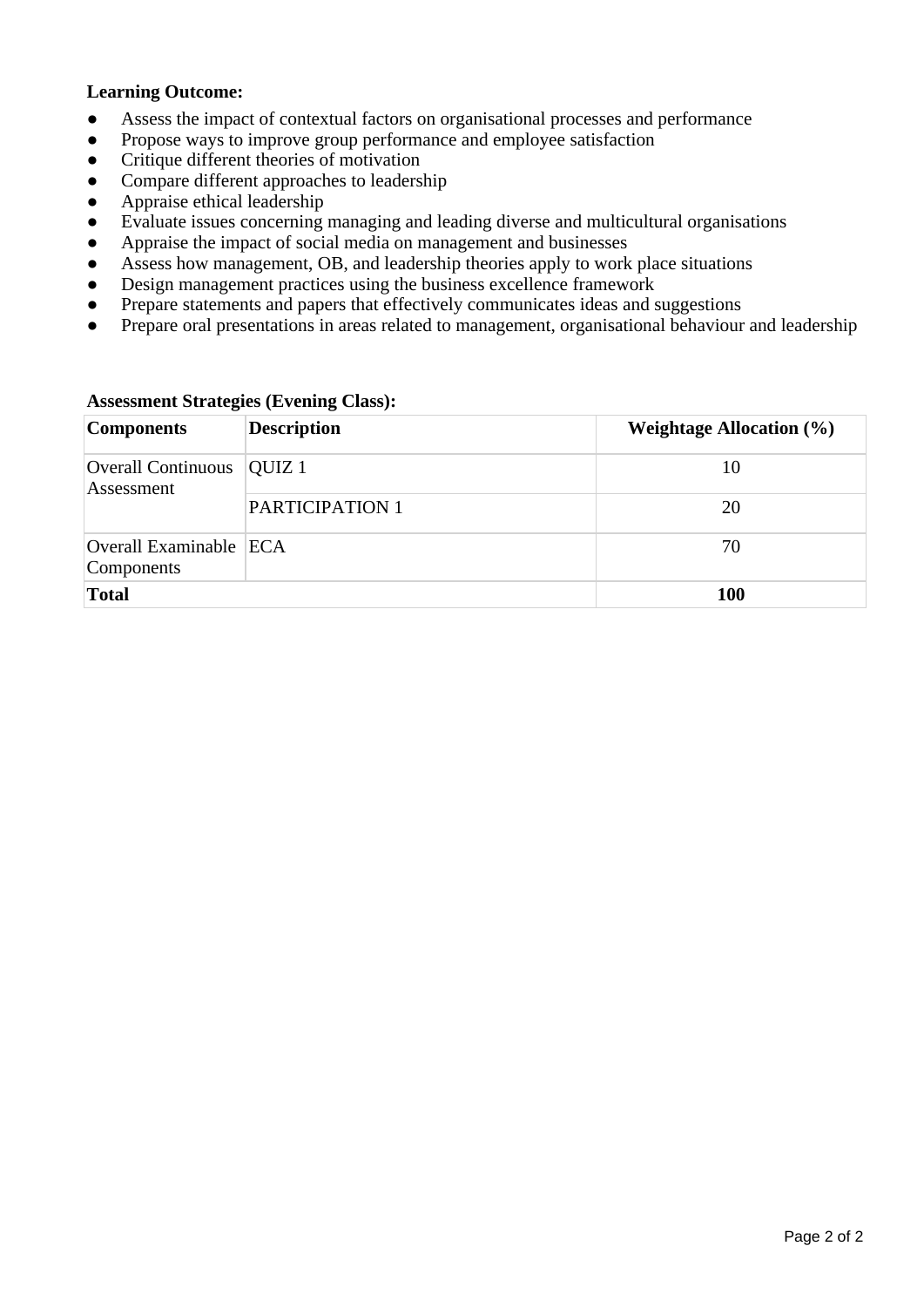**Learning Outcome:**

- Assess the impact of contextual factors on organisational processes and performance
- Propose ways to improve group performance and employee satisfaction
- Critique different theories of motivation
- Compare different approaches to leadership
- Appraise ethical leadership
- Evaluate issues concerning managing and leading diverse and multicultural organisations
- Appraise the impact of social media on management and businesses
- Assess how management, OB, and leadership theories apply to work place situations
- Design management practices using the business excellence framework
- Prepare statements and papers that effectively communicates ideas and suggestions
- Prepare oral presentations in areas related to management, organisational behaviour and leadership

**Assessment Strategies (Evening Class):**

| Components | Description | Weightage Allocation (%) |
|---|---|---|
| Overall Continuous Assessment | QUIZ 1 | 10 |
| | PARTICIPATION 1 | 20 |
| Overall Examinable Components | ECA | 70 |
| **Total** | | **100** |